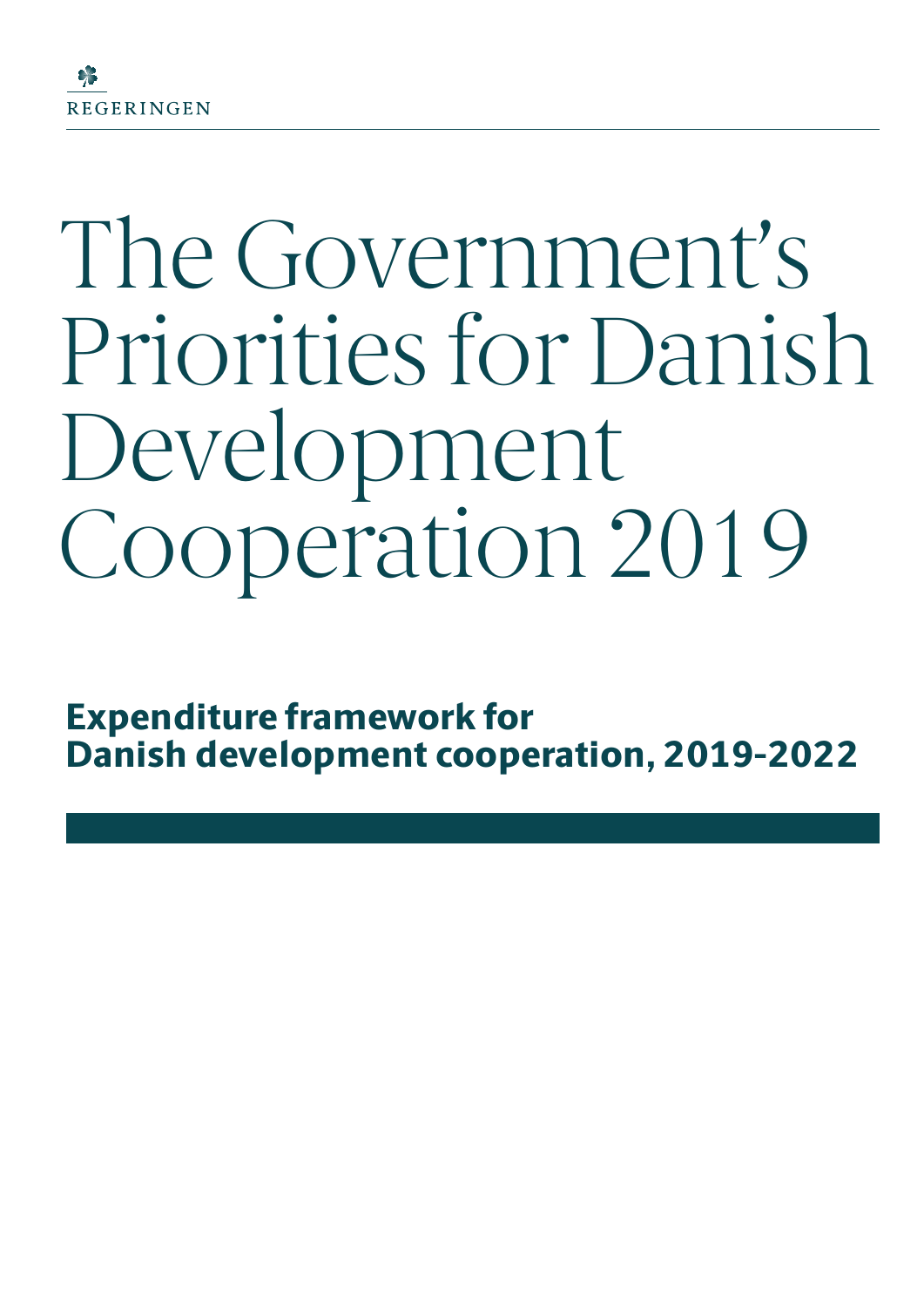REGERINGEN

# The Government's Priorities for Danish Development Cooperation 2019

## Expenditure framework for Danish development cooperation, 2019-2022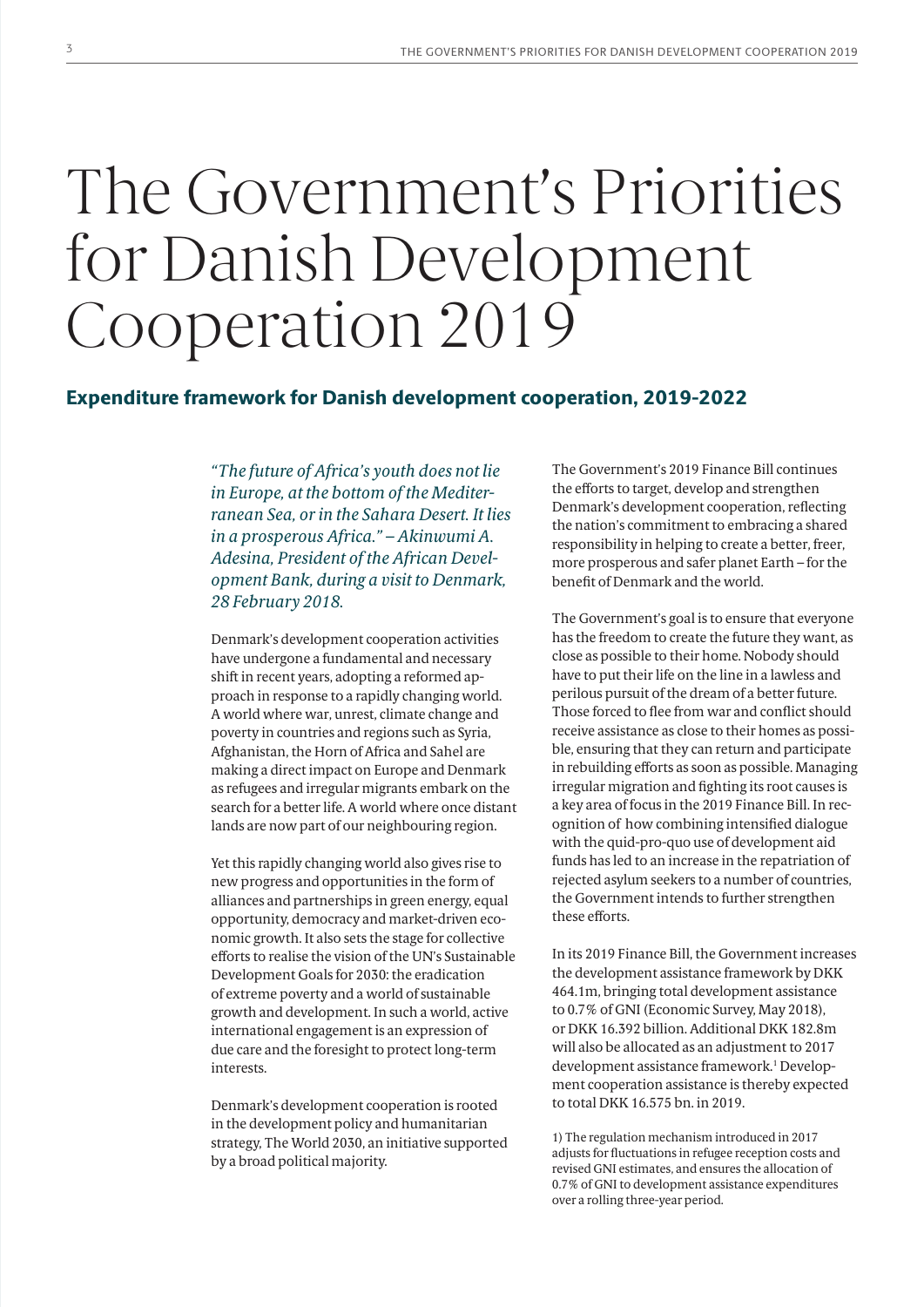# The Government's Priorities for Danish Development Cooperation 2019

## Expenditure framework for Danish development cooperation, 2019-2022

*"The future of Africa's youth does not lie in Europe, at the bottom of the Mediterranean Sea, or in the Sahara Desert. It lies in a prosperous Africa." – Akinwumi A. Adesina, President of the African Development Bank, during a visit to Denmark, 28 February 2018.*

Denmark's development cooperation activities have undergone a fundamental and necessary shift in recent years, adopting a reformed approach in response to a rapidly changing world. A world where war, unrest, climate change and poverty in countries and regions such as Syria, Afghanistan, the Horn of Africa and Sahel are making a direct impact on Europe and Denmark as refugees and irregular migrants embark on the search for a better life. A world where once distant lands are now part of our neighbouring region.

Yet this rapidly changing world also gives rise to new progress and opportunities in the form of alliances and partnerships in green energy, equal opportunity, democracy and market-driven economic growth. It also sets the stage for collective efforts to realise the vision of the UN's Sustainable Development Goals for 2030: the eradication of extreme poverty and a world of sustainable growth and development. In such a world, active international engagement is an expression of due care and the foresight to protect long-term interests.

Denmark's development cooperation is rooted in the development policy and humanitarian strategy, The World 2030, an initiative supported by a broad political majority.

The Government's 2019 Finance Bill continues the efforts to target, develop and strengthen Denmark's development cooperation, reflecting the nation's commitment to embracing a shared responsibility in helping to create a better, freer, more prosperous and safer planet Earth – for the benefit of Denmark and the world.

The Government's goal is to ensure that everyone has the freedom to create the future they want, as close as possible to their home. Nobody should have to put their life on the line in a lawless and perilous pursuit of the dream of a better future. Those forced to flee from war and conflict should receive assistance as close to their homes as possible, ensuring that they can return and participate in rebuilding efforts as soon as possible. Managing irregular migration and fighting its root causes is a key area of focus in the 2019 Finance Bill. In recognition of how combining intensified dialogue with the quid-pro-quo use of development aid funds has led to an increase in the repatriation of rejected asylum seekers to a number of countries, the Government intends to further strengthen these efforts.

In its 2019 Finance Bill, the Government increases the development assistance framework by DKK 464.1m, bringing total development assistance to 0.7% of GNI (Economic Survey, May 2018), or DKK 16.392 billion. Additional DKK 182.8m will also be allocated as an adjustment to 2017 development assistance framework.[1] Development cooperation assistance is thereby expected to total DKK 16.575 bn. in 2019.

1) The regulation mechanism introduced in 2017 adjusts for fluctuations in refugee reception costs and revised GNI estimates, and ensures the allocation of 0.7% of GNI to development assistance expenditures over a rolling three-year period.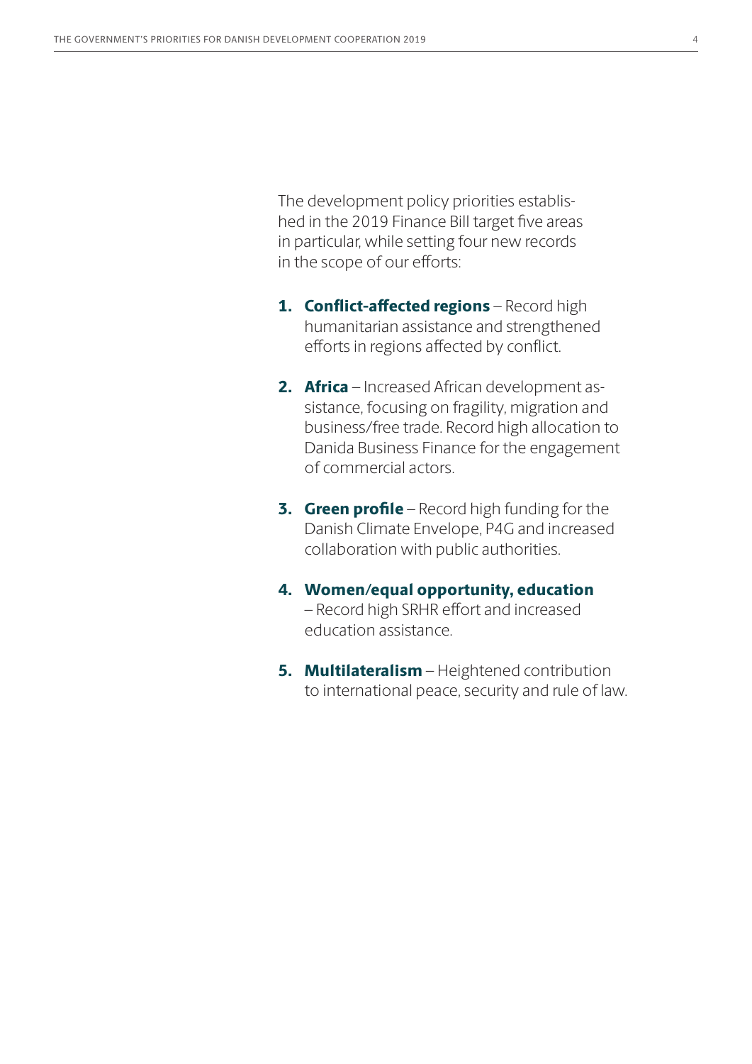The development policy priorities established in the 2019 Finance Bill target five areas in particular, while setting four new records in the scope of our efforts:

1. **Conflict-affected regions** – Record high humanitarian assistance and strengthened efforts in regions affected by conflict.

2. **Africa** – Increased African development assistance, focusing on fragility, migration and business/free trade. Record high allocation to Danida Business Finance for the engagement of commercial actors.

3. **Green profile** – Record high funding for the Danish Climate Envelope, P4G and increased collaboration with public authorities.

4. **Women/equal opportunity, education** – Record high SRHR effort and increased education assistance.

5. **Multilateralism** – Heightened contribution to international peace, security and rule of law.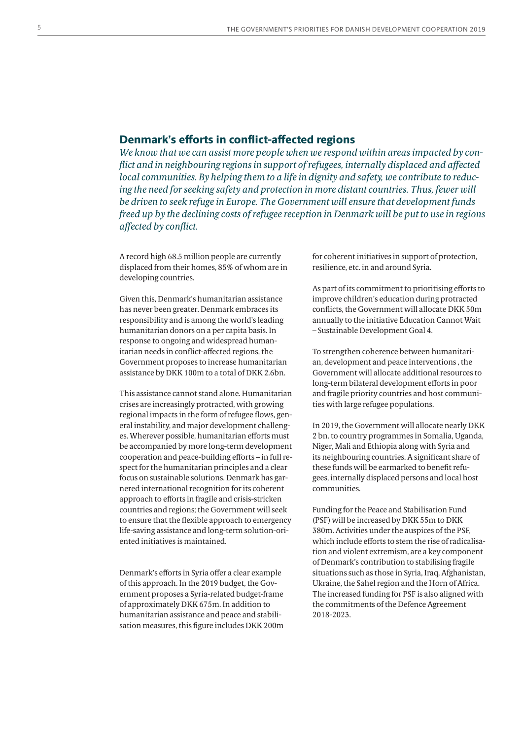## Denmark's efforts in conflict-affected regions

*We know that we can assist more people when we respond within areas impacted by conflict and in neighbouring regions in support of refugees, internally displaced and affected local communities. By helping them to a life in dignity and safety, we contribute to reducing the need for seeking safety and protection in more distant countries. Thus, fewer will be driven to seek refuge in Europe. The Government will ensure that development funds freed up by the declining costs of refugee reception in Denmark will be put to use in regions affected by conflict.*

A record high 68.5 million people are currently displaced from their homes, 85% of whom are in developing countries.

Given this, Denmark's humanitarian assistance has never been greater. Denmark embraces its responsibility and is among the world's leading humanitarian donors on a per capita basis. In response to ongoing and widespread humanitarian needs in conflict-affected regions, the Government proposes to increase humanitarian assistance by DKK 100m to a total of DKK 2.6bn.

This assistance cannot stand alone. Humanitarian crises are increasingly protracted, with growing regional impacts in the form of refugee flows, general instability, and major development challenges. Wherever possible, humanitarian efforts must be accompanied by more long-term development cooperation and peace-building efforts – in full respect for the humanitarian principles and a clear focus on sustainable solutions. Denmark has garnered international recognition for its coherent approach to efforts in fragile and crisis-stricken countries and regions; the Government will seek to ensure that the flexible approach to emergency life-saving assistance and long-term solution-oriented initiatives is maintained.

Denmark's efforts in Syria offer a clear example of this approach. In the 2019 budget, the Government proposes a Syria-related budget-frame of approximately DKK 675m. In addition to humanitarian assistance and peace and stabilisation measures, this figure includes DKK 200m for coherent initiatives in support of protection, resilience, etc. in and around Syria.

As part of its commitment to prioritising efforts to improve children's education during protracted conflicts, the Government will allocate DKK 50m annually to the initiative Education Cannot Wait – Sustainable Development Goal 4.

To strengthen coherence between humanitarian, development and peace interventions , the Government will allocate additional resources to long-term bilateral development efforts in poor and fragile priority countries and host communities with large refugee populations.

In 2019, the Government will allocate nearly DKK 2 bn. to country programmes in Somalia, Uganda, Niger, Mali and Ethiopia along with Syria and its neighbouring countries. A significant share of these funds will be earmarked to benefit refugees, internally displaced persons and local host communities.

Funding for the Peace and Stabilisation Fund (PSF) will be increased by DKK 55m to DKK 380m. Activities under the auspices of the PSF, which include efforts to stem the rise of radicalisation and violent extremism, are a key component of Denmark's contribution to stabilising fragile situations such as those in Syria, Iraq, Afghanistan, Ukraine, the Sahel region and the Horn of Africa. The increased funding for PSF is also aligned with the commitments of the Defence Agreement 2018-2023.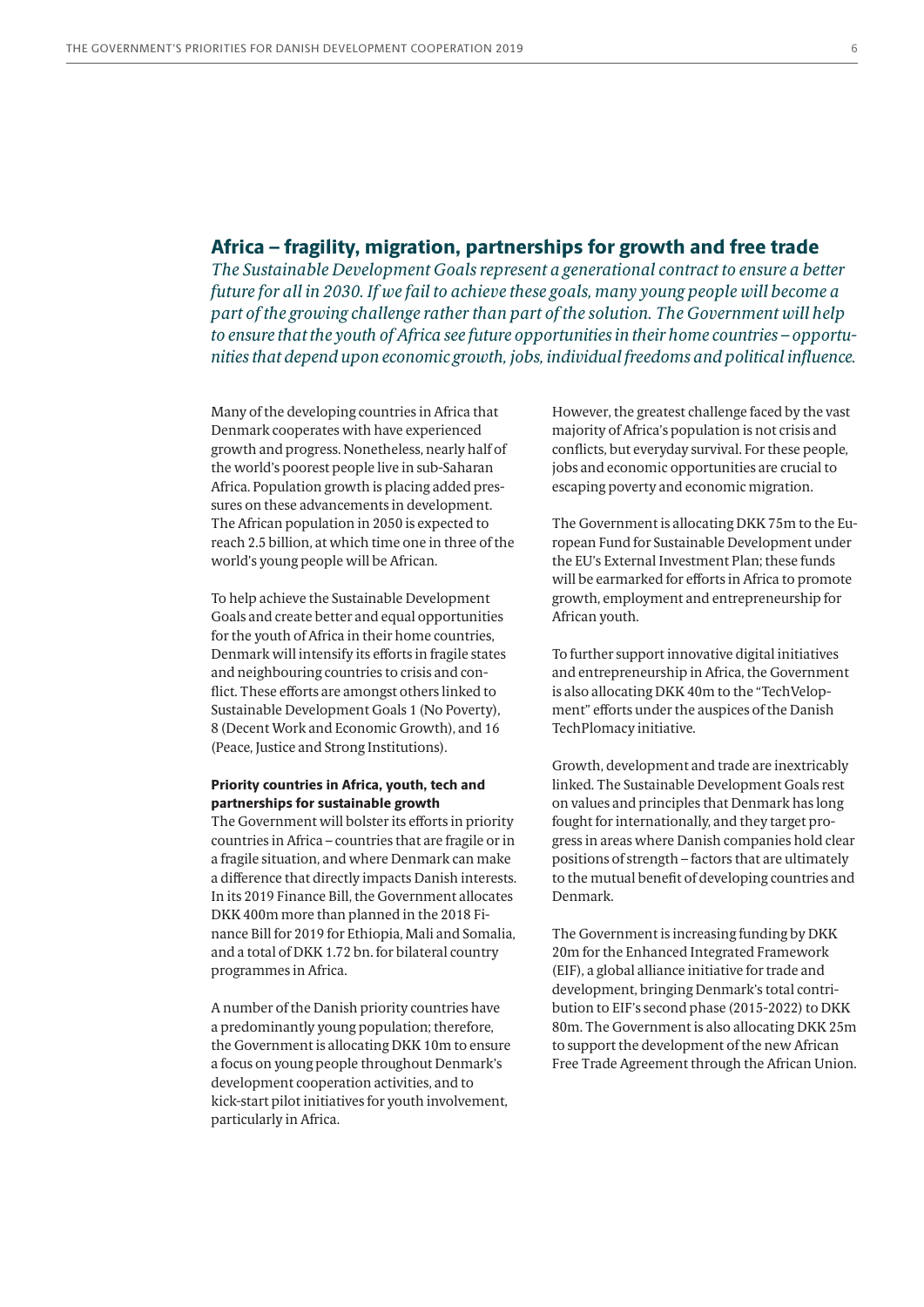## Africa – fragility, migration, partnerships for growth and free trade

*The Sustainable Development Goals represent a generational contract to ensure a better future for all in 2030. If we fail to achieve these goals, many young people will become a part of the growing challenge rather than part of the solution. The Government will help to ensure that the youth of Africa see future opportunities in their home countries – opportunities that depend upon economic growth, jobs, individual freedoms and political influence.*

Many of the developing countries in Africa that Denmark cooperates with have experienced growth and progress. Nonetheless, nearly half of the world's poorest people live in sub-Saharan Africa. Population growth is placing added pressures on these advancements in development. The African population in 2050 is expected to reach 2.5 billion, at which time one in three of the world's young people will be African.

To help achieve the Sustainable Development Goals and create better and equal opportunities for the youth of Africa in their home countries, Denmark will intensify its efforts in fragile states and neighbouring countries to crisis and conflict. These efforts are amongst others linked to Sustainable Development Goals 1 (No Poverty), 8 (Decent Work and Economic Growth), and 16 (Peace, Justice and Strong Institutions).

### Priority countries in Africa, youth, tech and partnerships for sustainable growth

The Government will bolster its efforts in priority countries in Africa – countries that are fragile or in a fragile situation, and where Denmark can make a difference that directly impacts Danish interests. In its 2019 Finance Bill, the Government allocates DKK 400m more than planned in the 2018 Finance Bill for 2019 for Ethiopia, Mali and Somalia, and a total of DKK 1.72 bn. for bilateral country programmes in Africa.

A number of the Danish priority countries have a predominantly young population; therefore, the Government is allocating DKK 10m to ensure a focus on young people throughout Denmark's development cooperation activities, and to kick-start pilot initiatives for youth involvement, particularly in Africa.

However, the greatest challenge faced by the vast majority of Africa's population is not crisis and conflicts, but everyday survival. For these people, jobs and economic opportunities are crucial to escaping poverty and economic migration.

The Government is allocating DKK 75m to the European Fund for Sustainable Development under the EU's External Investment Plan; these funds will be earmarked for efforts in Africa to promote growth, employment and entrepreneurship for African youth.

To further support innovative digital initiatives and entrepreneurship in Africa, the Government is also allocating DKK 40m to the "TechVelopment" efforts under the auspices of the Danish TechPlomacy initiative.

Growth, development and trade are inextricably linked. The Sustainable Development Goals rest on values and principles that Denmark has long fought for internationally, and they target progress in areas where Danish companies hold clear positions of strength – factors that are ultimately to the mutual benefit of developing countries and Denmark.

The Government is increasing funding by DKK 20m for the Enhanced Integrated Framework (EIF), a global alliance initiative for trade and development, bringing Denmark's total contribution to EIF's second phase (2015-2022) to DKK 80m. The Government is also allocating DKK 25m to support the development of the new African Free Trade Agreement through the African Union.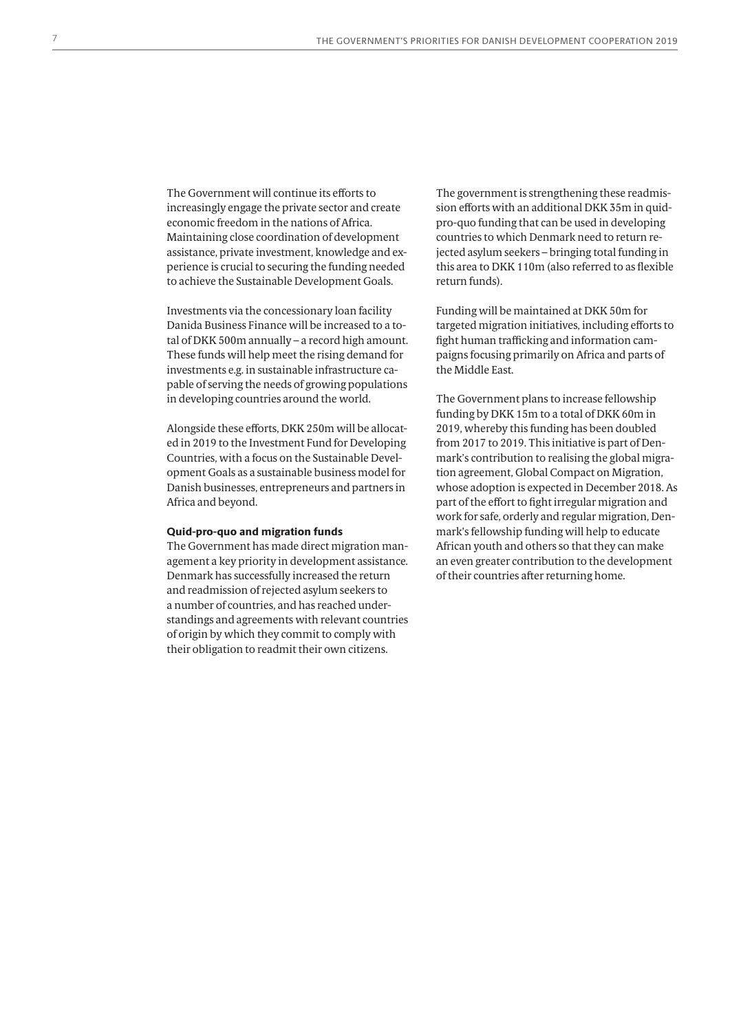The Government will continue its efforts to increasingly engage the private sector and create economic freedom in the nations of Africa. Maintaining close coordination of development assistance, private investment, knowledge and experience is crucial to securing the funding needed to achieve the Sustainable Development Goals.

Investments via the concessionary loan facility Danida Business Finance will be increased to a total of DKK 500m annually – a record high amount. These funds will help meet the rising demand for investments e.g. in sustainable infrastructure capable of serving the needs of growing populations in developing countries around the world.

Alongside these efforts, DKK 250m will be allocated in 2019 to the Investment Fund for Developing Countries, with a focus on the Sustainable Development Goals as a sustainable business model for Danish businesses, entrepreneurs and partners in Africa and beyond.

#### Quid-pro-quo and migration funds

The Government has made direct migration management a key priority in development assistance. Denmark has successfully increased the return and readmission of rejected asylum seekers to a number of countries, and has reached understandings and agreements with relevant countries of origin by which they commit to comply with their obligation to readmit their own citizens.

The government is strengthening these readmission efforts with an additional DKK 35m in quid-pro-quo funding that can be used in developing countries to which Denmark need to return rejected asylum seekers – bringing total funding in this area to DKK 110m (also referred to as flexible return funds).

Funding will be maintained at DKK 50m for targeted migration initiatives, including efforts to fight human trafficking and information campaigns focusing primarily on Africa and parts of the Middle East.

The Government plans to increase fellowship funding by DKK 15m to a total of DKK 60m in 2019, whereby this funding has been doubled from 2017 to 2019. This initiative is part of Denmark's contribution to realising the global migration agreement, Global Compact on Migration, whose adoption is expected in December 2018. As part of the effort to fight irregular migration and work for safe, orderly and regular migration, Denmark's fellowship funding will help to educate African youth and others so that they can make an even greater contribution to the development of their countries after returning home.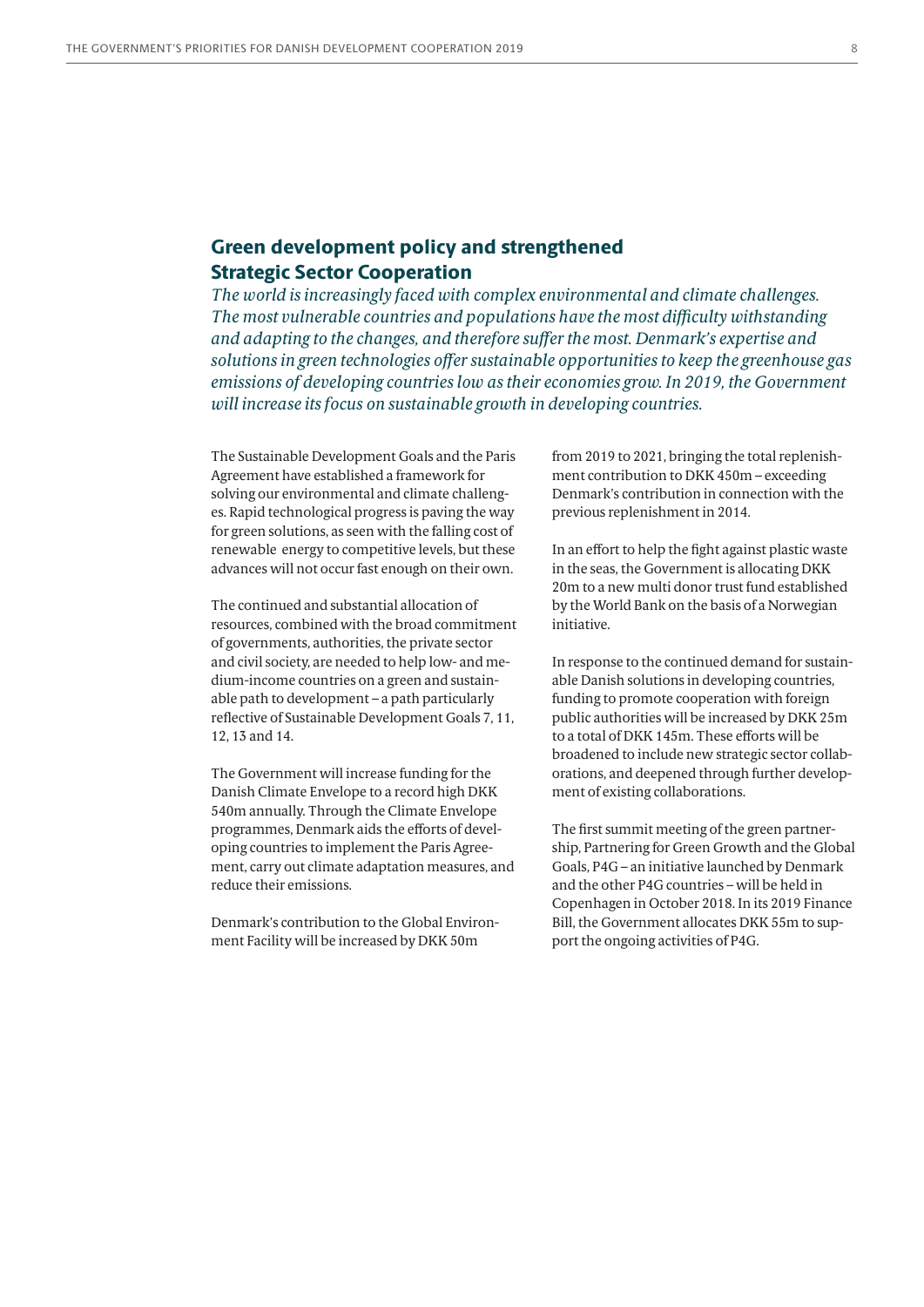## Green development policy and strengthened Strategic Sector Cooperation

*The world is increasingly faced with complex environmental and climate challenges. The most vulnerable countries and populations have the most difficulty withstanding and adapting to the changes, and therefore suffer the most. Denmark's expertise and solutions in green technologies offer sustainable opportunities to keep the greenhouse gas emissions of developing countries low as their economies grow. In 2019, the Government will increase its focus on sustainable growth in developing countries.*

The Sustainable Development Goals and the Paris Agreement have established a framework for solving our environmental and climate challenges. Rapid technological progress is paving the way for green solutions, as seen with the falling cost of renewable energy to competitive levels, but these advances will not occur fast enough on their own.

The continued and substantial allocation of resources, combined with the broad commitment of governments, authorities, the private sector and civil society, are needed to help low- and medium-income countries on a green and sustainable path to development – a path particularly reflective of Sustainable Development Goals 7, 11, 12, 13 and 14.

The Government will increase funding for the Danish Climate Envelope to a record high DKK 540m annually. Through the Climate Envelope programmes, Denmark aids the efforts of developing countries to implement the Paris Agreement, carry out climate adaptation measures, and reduce their emissions.

Denmark's contribution to the Global Environment Facility will be increased by DKK 50m from 2019 to 2021, bringing the total replenishment contribution to DKK 450m – exceeding Denmark's contribution in connection with the previous replenishment in 2014.

In an effort to help the fight against plastic waste in the seas, the Government is allocating DKK 20m to a new multi donor trust fund established by the World Bank on the basis of a Norwegian initiative.

In response to the continued demand for sustainable Danish solutions in developing countries, funding to promote cooperation with foreign public authorities will be increased by DKK 25m to a total of DKK 145m. These efforts will be broadened to include new strategic sector collaborations, and deepened through further development of existing collaborations.

The first summit meeting of the green partnership, Partnering for Green Growth and the Global Goals, P4G – an initiative launched by Denmark and the other P4G countries – will be held in Copenhagen in October 2018. In its 2019 Finance Bill, the Government allocates DKK 55m to support the ongoing activities of P4G.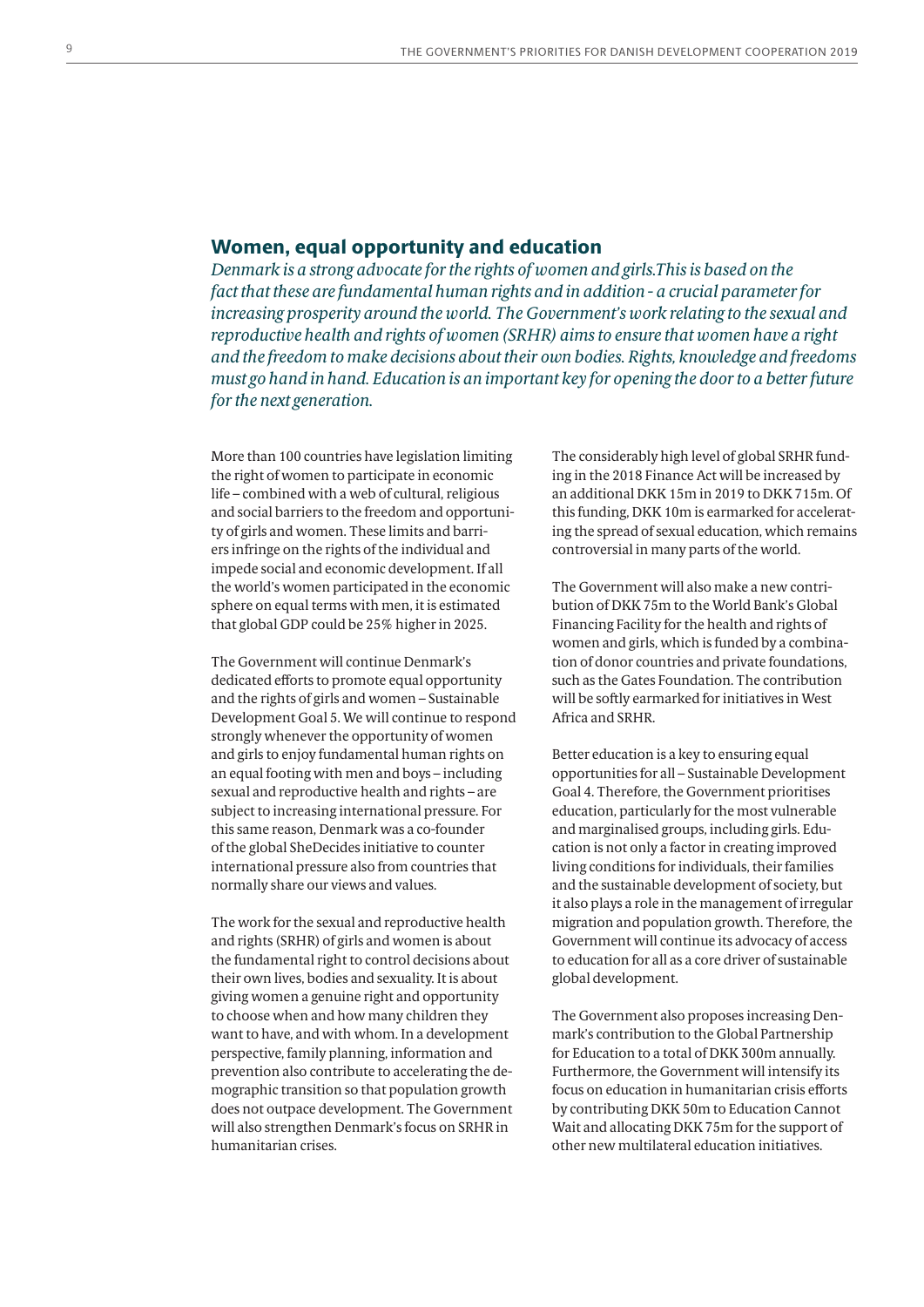## Women, equal opportunity and education

*Denmark is a strong advocate for the rights of women and girls.This is based on the fact that these are fundamental human rights and in addition - a crucial parameter for increasing prosperity around the world. The Government's work relating to the sexual and reproductive health and rights of women (SRHR) aims to ensure that women have a right and the freedom to make decisions about their own bodies. Rights, knowledge and freedoms must go hand in hand. Education is an important key for opening the door to a better future for the next generation.*

More than 100 countries have legislation limiting the right of women to participate in economic life – combined with a web of cultural, religious and social barriers to the freedom and opportunity of girls and women. These limits and barriers infringe on the rights of the individual and impede social and economic development. If all the world's women participated in the economic sphere on equal terms with men, it is estimated that global GDP could be 25% higher in 2025.

The Government will continue Denmark's dedicated efforts to promote equal opportunity and the rights of girls and women – Sustainable Development Goal 5. We will continue to respond strongly whenever the opportunity of women and girls to enjoy fundamental human rights on an equal footing with men and boys – including sexual and reproductive health and rights – are subject to increasing international pressure. For this same reason, Denmark was a co-founder of the global SheDecides initiative to counter international pressure also from countries that normally share our views and values.

The work for the sexual and reproductive health and rights (SRHR) of girls and women is about the fundamental right to control decisions about their own lives, bodies and sexuality. It is about giving women a genuine right and opportunity to choose when and how many children they want to have, and with whom. In a development perspective, family planning, information and prevention also contribute to accelerating the demographic transition so that population growth does not outpace development. The Government will also strengthen Denmark's focus on SRHR in humanitarian crises.

The considerably high level of global SRHR funding in the 2018 Finance Act will be increased by an additional DKK 15m in 2019 to DKK 715m. Of this funding, DKK 10m is earmarked for accelerating the spread of sexual education, which remains controversial in many parts of the world.

The Government will also make a new contribution of DKK 75m to the World Bank's Global Financing Facility for the health and rights of women and girls, which is funded by a combination of donor countries and private foundations, such as the Gates Foundation. The contribution will be softly earmarked for initiatives in West Africa and SRHR.

Better education is a key to ensuring equal opportunities for all – Sustainable Development Goal 4. Therefore, the Government prioritises education, particularly for the most vulnerable and marginalised groups, including girls. Education is not only a factor in creating improved living conditions for individuals, their families and the sustainable development of society, but it also plays a role in the management of irregular migration and population growth. Therefore, the Government will continue its advocacy of access to education for all as a core driver of sustainable global development.

The Government also proposes increasing Denmark's contribution to the Global Partnership for Education to a total of DKK 300m annually. Furthermore, the Government will intensify its focus on education in humanitarian crisis efforts by contributing DKK 50m to Education Cannot Wait and allocating DKK 75m for the support of other new multilateral education initiatives.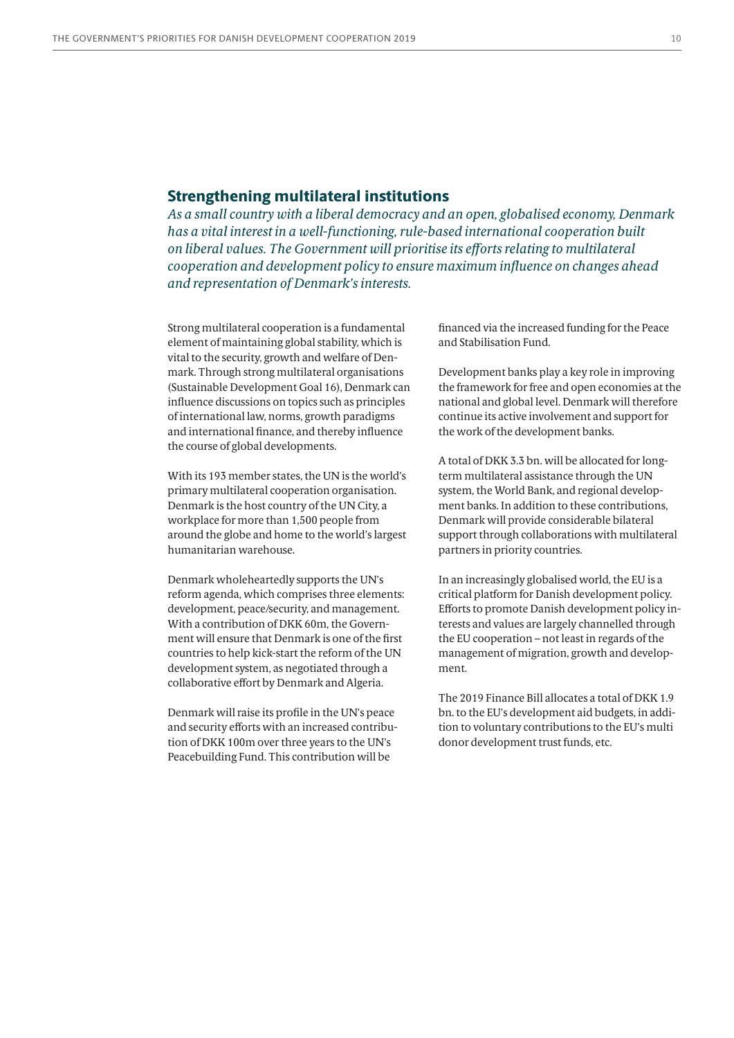## Strengthening multilateral institutions

*As a small country with a liberal democracy and an open, globalised economy, Denmark has a vital interest in a well-functioning, rule-based international cooperation built on liberal values. The Government will prioritise its efforts relating to multilateral cooperation and development policy to ensure maximum influence on changes ahead and representation of Denmark's interests.*

Strong multilateral cooperation is a fundamental element of maintaining global stability, which is vital to the security, growth and welfare of Denmark. Through strong multilateral organisations (Sustainable Development Goal 16), Denmark can influence discussions on topics such as principles of international law, norms, growth paradigms and international finance, and thereby influence the course of global developments.

With its 193 member states, the UN is the world's primary multilateral cooperation organisation. Denmark is the host country of the UN City, a workplace for more than 1,500 people from around the globe and home to the world's largest humanitarian warehouse.

Denmark wholeheartedly supports the UN's reform agenda, which comprises three elements: development, peace/security, and management. With a contribution of DKK 60m, the Government will ensure that Denmark is one of the first countries to help kick-start the reform of the UN development system, as negotiated through a collaborative effort by Denmark and Algeria.

Denmark will raise its profile in the UN's peace and security efforts with an increased contribution of DKK 100m over three years to the UN's Peacebuilding Fund. This contribution will be financed via the increased funding for the Peace and Stabilisation Fund.

Development banks play a key role in improving the framework for free and open economies at the national and global level. Denmark will therefore continue its active involvement and support for the work of the development banks.

A total of DKK 3.3 bn. will be allocated for long-term multilateral assistance through the UN system, the World Bank, and regional development banks. In addition to these contributions, Denmark will provide considerable bilateral support through collaborations with multilateral partners in priority countries.

In an increasingly globalised world, the EU is a critical platform for Danish development policy. Efforts to promote Danish development policy interests and values are largely channelled through the EU cooperation – not least in regards of the management of migration, growth and development.

The 2019 Finance Bill allocates a total of DKK 1.9 bn. to the EU's development aid budgets, in addition to voluntary contributions to the EU's multi donor development trust funds, etc.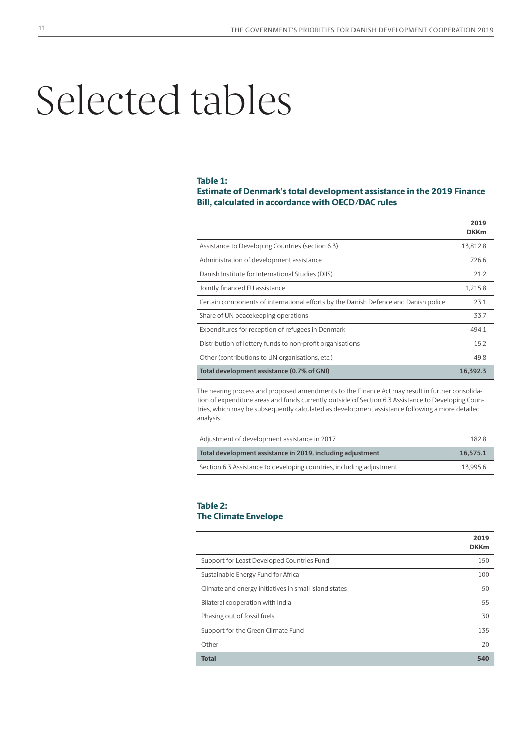# Selected tables

**Table 1:**
**Estimate of Denmark's total development assistance in the 2019 Finance Bill, calculated in accordance with OECD/DAC rules**

| | 2019 DKKm |
|---|---|
| Assistance to Developing Countries (section 6.3) | 13,812.8 |
| Administration of development assistance | 726.6 |
| Danish Institute for International Studies (DIIS) | 21.2 |
| Jointly financed EU assistance | 1,215.8 |
| Certain components of international efforts by the Danish Defence and Danish police | 23.1 |
| Share of UN peacekeeping operations | 33.7 |
| Expenditures for reception of refugees in Denmark | 494.1 |
| Distribution of lottery funds to non-profit organisations | 15.2 |
| Other (contributions to UN organisations, etc.) | 49.8 |
| **Total development assistance (0.7% of GNI)** | **16,392.3** |

The hearing process and proposed amendments to the Finance Act may result in further consolidation of expenditure areas and funds currently outside of Section 6.3 Assistance to Developing Countries, which may be subsequently calculated as development assistance following a more detailed analysis.

| | |
|---|---|
| Adjustment of development assistance in 2017 | 182.8 |
| **Total development assistance in 2019, including adjustment** | **16,575.1** |
| Section 6.3 Assistance to developing countries, including adjustment | 13,995.6 |

**Table 2:**
**The Climate Envelope**

| | 2019 DKKm |
|---|---|
| Support for Least Developed Countries Fund | 150 |
| Sustainable Energy Fund for Africa | 100 |
| Climate and energy initiatives in small island states | 50 |
| Bilateral cooperation with India | 55 |
| Phasing out of fossil fuels | 30 |
| Support for the Green Climate Fund | 135 |
| Other | 20 |
| **Total** | **540** |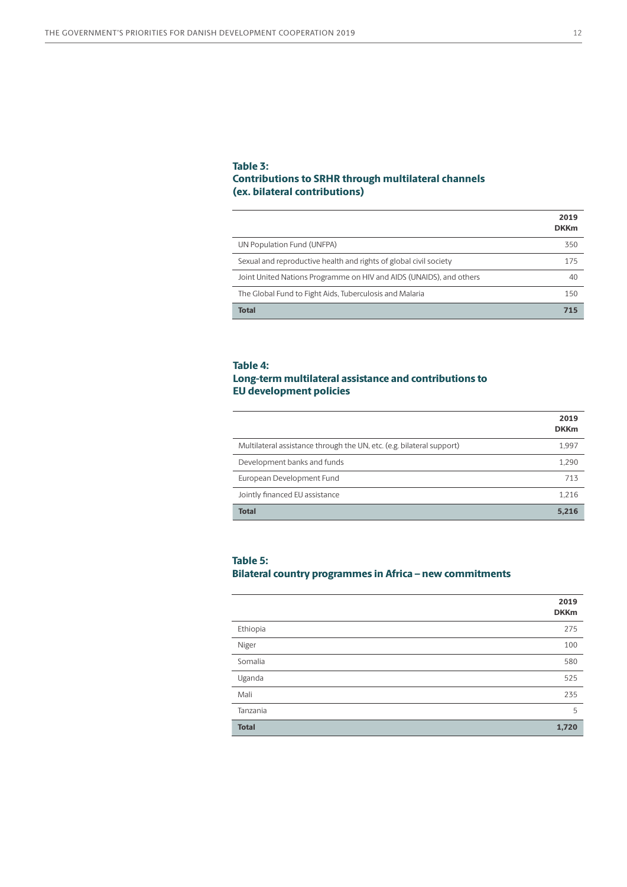**Table 3:**
**Contributions to SRHR through multilateral channels (ex. bilateral contributions)**

| | 2019 DKKm |
|---|---|
| UN Population Fund (UNFPA) | 350 |
| Sexual and reproductive health and rights of global civil society | 175 |
| Joint United Nations Programme on HIV and AIDS (UNAIDS), and others | 40 |
| The Global Fund to Fight Aids, Tuberculosis and Malaria | 150 |
| **Total** | **715** |

**Table 4:**
**Long-term multilateral assistance and contributions to EU development policies**

| | 2019 DKKm |
|---|---|
| Multilateral assistance through the UN, etc. (e.g. bilateral support) | 1,997 |
| Development banks and funds | 1,290 |
| European Development Fund | 713 |
| Jointly financed EU assistance | 1,216 |
| **Total** | **5,216** |

**Table 5:**
**Bilateral country programmes in Africa – new commitments**

| | 2019 DKKm |
|---|---|
| Ethiopia | 275 |
| Niger | 100 |
| Somalia | 580 |
| Uganda | 525 |
| Mali | 235 |
| Tanzania | 5 |
| **Total** | **1,720** |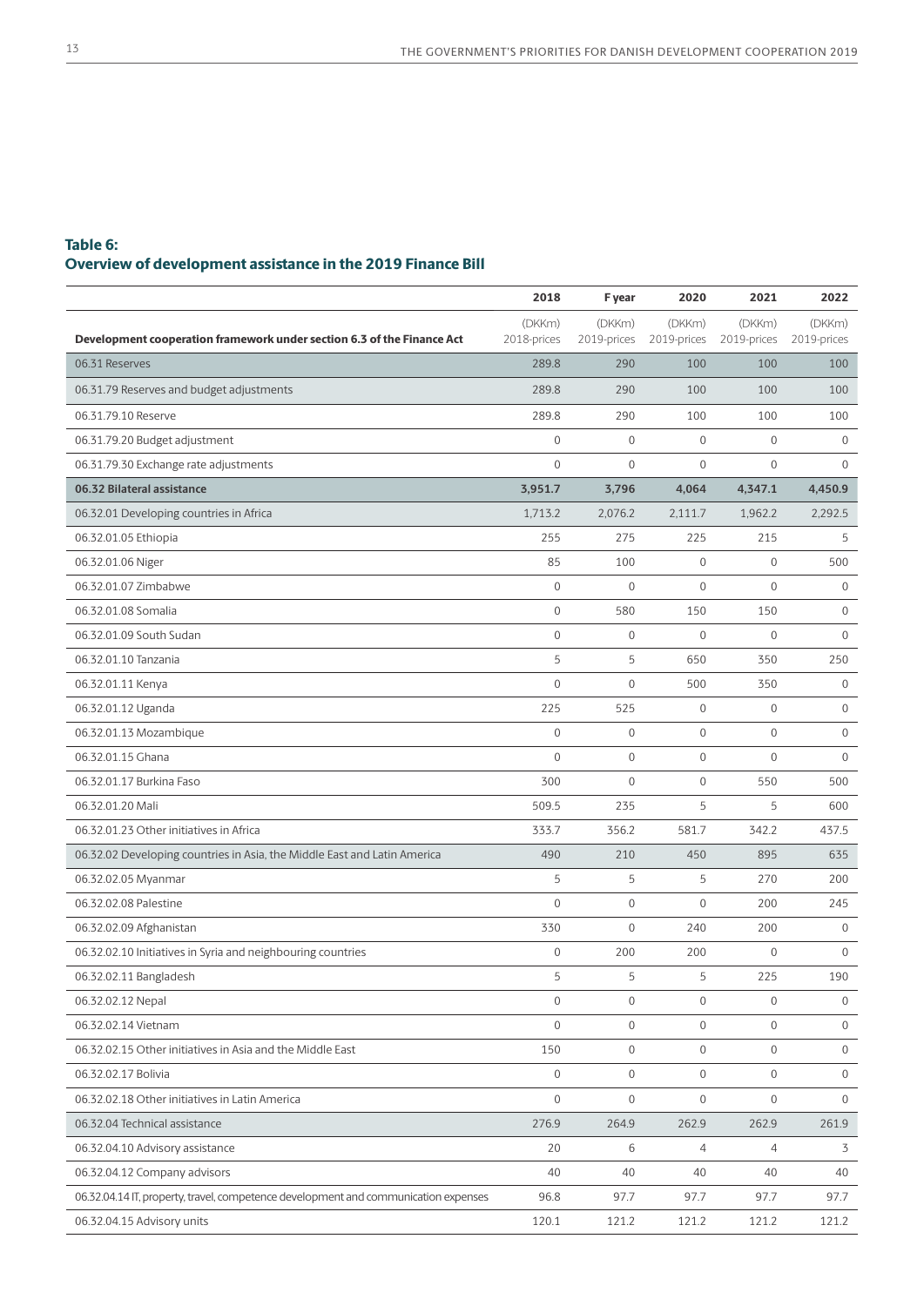**Table 6:**
**Overview of development assistance in the 2019 Finance Bill**

| Development cooperation framework under section 6.3 of the Finance Act | 2018 (DKKm) 2018-prices | F year (DKKm) 2019-prices | 2020 (DKKm) 2019-prices | 2021 (DKKm) 2019-prices | 2022 (DKKm) 2019-prices |
|---|---|---|---|---|---|
| 06.31 Reserves | 289.8 | 290 | 100 | 100 | 100 |
| 06.31.79 Reserves and budget adjustments | 289.8 | 290 | 100 | 100 | 100 |
| 06.31.79.10 Reserve | 289.8 | 290 | 100 | 100 | 100 |
| 06.31.79.20 Budget adjustment | 0 | 0 | 0 | 0 | 0 |
| 06.31.79.30 Exchange rate adjustments | 0 | 0 | 0 | 0 | 0 |
| **06.32 Bilateral assistance** | **3,951.7** | **3,796** | **4,064** | **4,347.1** | **4,450.9** |
| 06.32.01 Developing countries in Africa | 1,713.2 | 2,076.2 | 2,111.7 | 1,962.2 | 2,292.5 |
| 06.32.01.05 Ethiopia | 255 | 275 | 225 | 215 | 5 |
| 06.32.01.06 Niger | 85 | 100 | 0 | 0 | 500 |
| 06.32.01.07 Zimbabwe | 0 | 0 | 0 | 0 | 0 |
| 06.32.01.08 Somalia | 0 | 580 | 150 | 150 | 0 |
| 06.32.01.09 South Sudan | 0 | 0 | 0 | 0 | 0 |
| 06.32.01.10 Tanzania | 5 | 5 | 650 | 350 | 250 |
| 06.32.01.11 Kenya | 0 | 0 | 500 | 350 | 0 |
| 06.32.01.12 Uganda | 225 | 525 | 0 | 0 | 0 |
| 06.32.01.13 Mozambique | 0 | 0 | 0 | 0 | 0 |
| 06.32.01.15 Ghana | 0 | 0 | 0 | 0 | 0 |
| 06.32.01.17 Burkina Faso | 300 | 0 | 0 | 550 | 500 |
| 06.32.01.20 Mali | 509.5 | 235 | 5 | 5 | 600 |
| 06.32.01.23 Other initiatives in Africa | 333.7 | 356.2 | 581.7 | 342.2 | 437.5 |
| 06.32.02 Developing countries in Asia, the Middle East and Latin America | 490 | 210 | 450 | 895 | 635 |
| 06.32.02.05 Myanmar | 5 | 5 | 5 | 270 | 200 |
| 06.32.02.08 Palestine | 0 | 0 | 0 | 200 | 245 |
| 06.32.02.09 Afghanistan | 330 | 0 | 240 | 200 | 0 |
| 06.32.02.10 Initiatives in Syria and neighbouring countries | 0 | 200 | 200 | 0 | 0 |
| 06.32.02.11 Bangladesh | 5 | 5 | 5 | 225 | 190 |
| 06.32.02.12 Nepal | 0 | 0 | 0 | 0 | 0 |
| 06.32.02.14 Vietnam | 0 | 0 | 0 | 0 | 0 |
| 06.32.02.15 Other initiatives in Asia and the Middle East | 150 | 0 | 0 | 0 | 0 |
| 06.32.02.17 Bolivia | 0 | 0 | 0 | 0 | 0 |
| 06.32.02.18 Other initiatives in Latin America | 0 | 0 | 0 | 0 | 0 |
| 06.32.04 Technical assistance | 276.9 | 264.9 | 262.9 | 262.9 | 261.9 |
| 06.32.04.10 Advisory assistance | 20 | 6 | 4 | 4 | 3 |
| 06.32.04.12 Company advisors | 40 | 40 | 40 | 40 | 40 |
| 06.32.04.14 IT, property, travel, competence development and communication expenses | 96.8 | 97.7 | 97.7 | 97.7 | 97.7 |
| 06.32.04.15 Advisory units | 120.1 | 121.2 | 121.2 | 121.2 | 121.2 |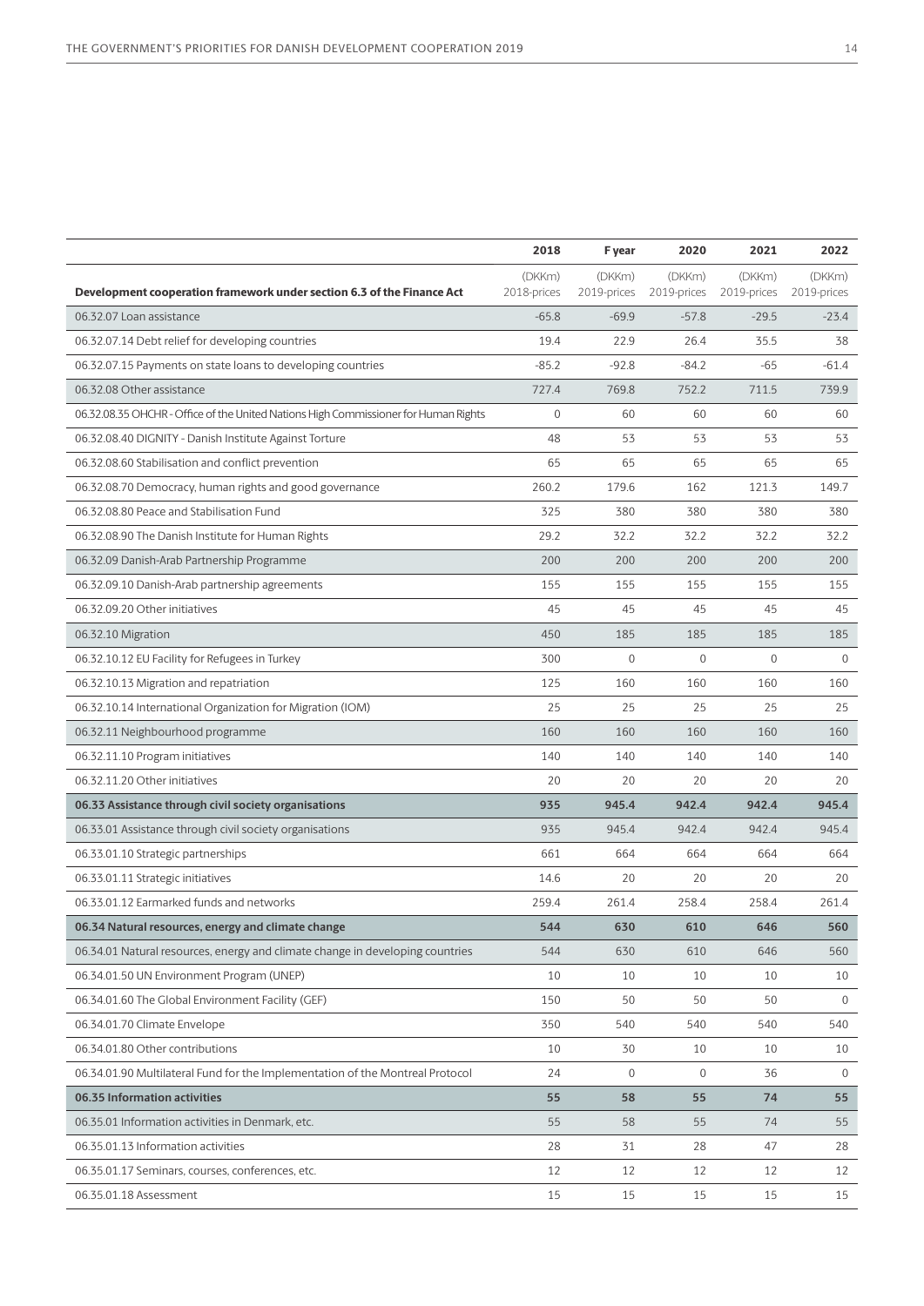| Development cooperation framework under section 6.3 of the Finance Act | 2018<br>(DKKm)<br>2018-prices | F year<br>(DKKm)<br>2019-prices | 2020<br>(DKKm)<br>2019-prices | 2021<br>(DKKm)<br>2019-prices | 2022<br>(DKKm)<br>2019-prices |
|---|---|---|---|---|---|
| 06.32.07 Loan assistance | -65.8 | -69.9 | -57.8 | -29.5 | -23.4 |
| 06.32.07.14 Debt relief for developing countries | 19.4 | 22.9 | 26.4 | 35.5 | 38 |
| 06.32.07.15 Payments on state loans to developing countries | -85.2 | -92.8 | -84.2 | -65 | -61.4 |
| 06.32.08 Other assistance | 727.4 | 769.8 | 752.2 | 711.5 | 739.9 |
| 06.32.08.35 OHCHR - Office of the United Nations High Commissioner for Human Rights | 0 | 60 | 60 | 60 | 60 |
| 06.32.08.40 DIGNITY - Danish Institute Against Torture | 48 | 53 | 53 | 53 | 53 |
| 06.32.08.60 Stabilisation and conflict prevention | 65 | 65 | 65 | 65 | 65 |
| 06.32.08.70 Democracy, human rights and good governance | 260.2 | 179.6 | 162 | 121.3 | 149.7 |
| 06.32.08.80 Peace and Stabilisation Fund | 325 | 380 | 380 | 380 | 380 |
| 06.32.08.90 The Danish Institute for Human Rights | 29.2 | 32.2 | 32.2 | 32.2 | 32.2 |
| 06.32.09 Danish-Arab Partnership Programme | 200 | 200 | 200 | 200 | 200 |
| 06.32.09.10 Danish-Arab partnership agreements | 155 | 155 | 155 | 155 | 155 |
| 06.32.09.20 Other initiatives | 45 | 45 | 45 | 45 | 45 |
| 06.32.10 Migration | 450 | 185 | 185 | 185 | 185 |
| 06.32.10.12 EU Facility for Refugees in Turkey | 300 | 0 | 0 | 0 | 0 |
| 06.32.10.13 Migration and repatriation | 125 | 160 | 160 | 160 | 160 |
| 06.32.10.14 International Organization for Migration (IOM) | 25 | 25 | 25 | 25 | 25 |
| 06.32.11 Neighbourhood programme | 160 | 160 | 160 | 160 | 160 |
| 06.32.11.10 Program initiatives | 140 | 140 | 140 | 140 | 140 |
| 06.32.11.20 Other initiatives | 20 | 20 | 20 | 20 | 20 |
| **06.33 Assistance through civil society organisations** | **935** | **945.4** | **942.4** | **942.4** | **945.4** |
| 06.33.01 Assistance through civil society organisations | 935 | 945.4 | 942.4 | 942.4 | 945.4 |
| 06.33.01.10 Strategic partnerships | 661 | 664 | 664 | 664 | 664 |
| 06.33.01.11 Strategic initiatives | 14.6 | 20 | 20 | 20 | 20 |
| 06.33.01.12 Earmarked funds and networks | 259.4 | 261.4 | 258.4 | 258.4 | 261.4 |
| **06.34 Natural resources, energy and climate change** | **544** | **630** | **610** | **646** | **560** |
| 06.34.01 Natural resources, energy and climate change in developing countries | 544 | 630 | 610 | 646 | 560 |
| 06.34.01.50 UN Environment Program (UNEP) | 10 | 10 | 10 | 10 | 10 |
| 06.34.01.60 The Global Environment Facility (GEF) | 150 | 50 | 50 | 50 | 0 |
| 06.34.01.70 Climate Envelope | 350 | 540 | 540 | 540 | 540 |
| 06.34.01.80 Other contributions | 10 | 30 | 10 | 10 | 10 |
| 06.34.01.90 Multilateral Fund for the Implementation of the Montreal Protocol | 24 | 0 | 0 | 36 | 0 |
| **06.35 Information activities** | **55** | **58** | **55** | **74** | **55** |
| 06.35.01 Information activities in Denmark, etc. | 55 | 58 | 55 | 74 | 55 |
| 06.35.01.13 Information activities | 28 | 31 | 28 | 47 | 28 |
| 06.35.01.17 Seminars, courses, conferences, etc. | 12 | 12 | 12 | 12 | 12 |
| 06.35.01.18 Assessment | 15 | 15 | 15 | 15 | 15 |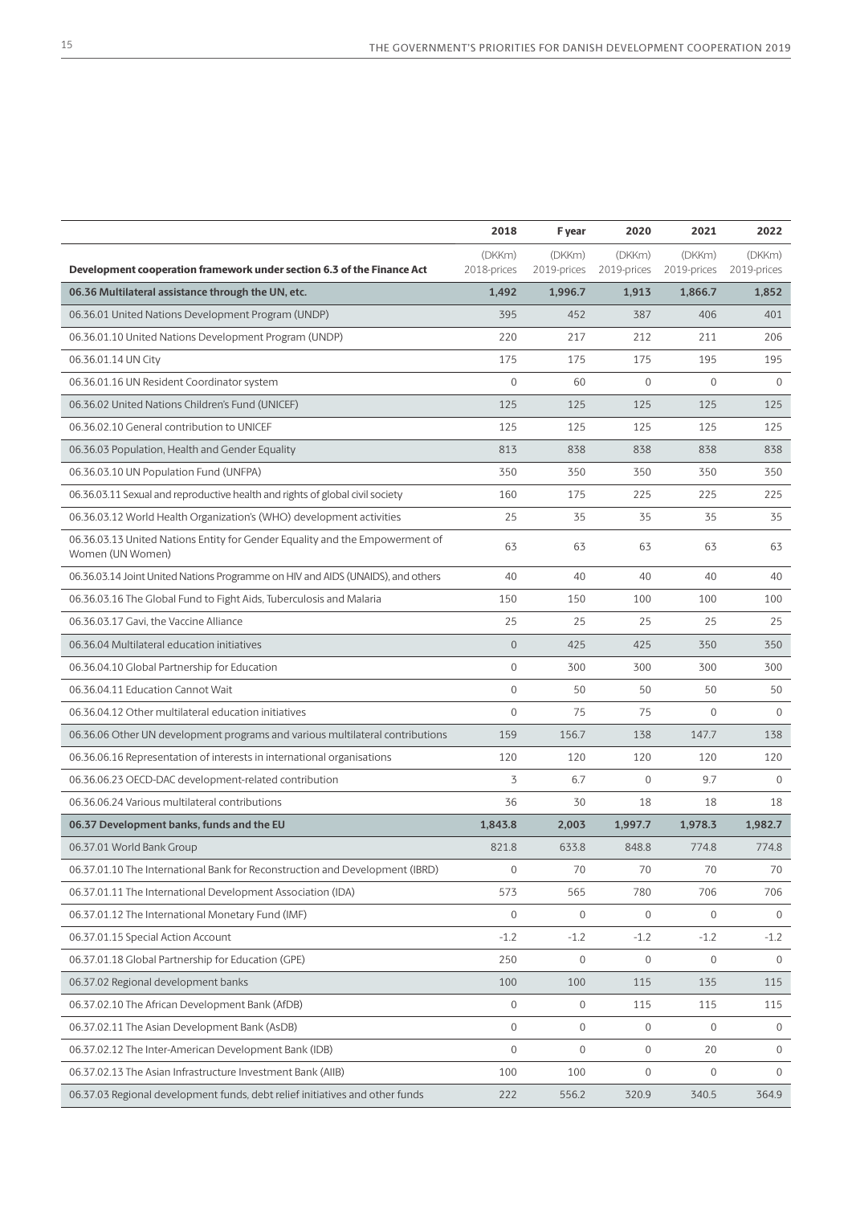| Development cooperation framework under section 6.3 of the Finance Act | 2018<br>(DKKm)<br>2018-prices | F year<br>(DKKm)<br>2019-prices | 2020<br>(DKKm)<br>2019-prices | 2021<br>(DKKm)<br>2019-prices | 2022<br>(DKKm)<br>2019-prices |
|---|---|---|---|---|---|
| **06.36 Multilateral assistance through the UN, etc.** | **1,492** | **1,996.7** | **1,913** | **1,866.7** | **1,852** |
| 06.36.01 United Nations Development Program (UNDP) | 395 | 452 | 387 | 406 | 401 |
| 06.36.01.10 United Nations Development Program (UNDP) | 220 | 217 | 212 | 211 | 206 |
| 06.36.01.14 UN City | 175 | 175 | 175 | 195 | 195 |
| 06.36.01.16 UN Resident Coordinator system | 0 | 60 | 0 | 0 | 0 |
| 06.36.02 United Nations Children's Fund (UNICEF) | 125 | 125 | 125 | 125 | 125 |
| 06.36.02.10 General contribution to UNICEF | 125 | 125 | 125 | 125 | 125 |
| 06.36.03 Population, Health and Gender Equality | 813 | 838 | 838 | 838 | 838 |
| 06.36.03.10 UN Population Fund (UNFPA) | 350 | 350 | 350 | 350 | 350 |
| 06.36.03.11 Sexual and reproductive health and rights of global civil society | 160 | 175 | 225 | 225 | 225 |
| 06.36.03.12 World Health Organization's (WHO) development activities | 25 | 35 | 35 | 35 | 35 |
| 06.36.03.13 United Nations Entity for Gender Equality and the Empowerment of Women (UN Women) | 63 | 63 | 63 | 63 | 63 |
| 06.36.03.14 Joint United Nations Programme on HIV and AIDS (UNAIDS), and others | 40 | 40 | 40 | 40 | 40 |
| 06.36.03.16 The Global Fund to Fight Aids, Tuberculosis and Malaria | 150 | 150 | 100 | 100 | 100 |
| 06.36.03.17 Gavi, the Vaccine Alliance | 25 | 25 | 25 | 25 | 25 |
| 06.36.04 Multilateral education initiatives | 0 | 425 | 425 | 350 | 350 |
| 06.36.04.10 Global Partnership for Education | 0 | 300 | 300 | 300 | 300 |
| 06.36.04.11 Education Cannot Wait | 0 | 50 | 50 | 50 | 50 |
| 06.36.04.12 Other multilateral education initiatives | 0 | 75 | 75 | 0 | 0 |
| 06.36.06 Other UN development programs and various multilateral contributions | 159 | 156.7 | 138 | 147.7 | 138 |
| 06.36.06.16 Representation of interests in international organisations | 120 | 120 | 120 | 120 | 120 |
| 06.36.06.23 OECD-DAC development-related contribution | 3 | 6.7 | 0 | 9.7 | 0 |
| 06.36.06.24 Various multilateral contributions | 36 | 30 | 18 | 18 | 18 |
| **06.37 Development banks, funds and the EU** | **1,843.8** | **2,003** | **1,997.7** | **1,978.3** | **1,982.7** |
| 06.37.01 World Bank Group | 821.8 | 633.8 | 848.8 | 774.8 | 774.8 |
| 06.37.01.10 The International Bank for Reconstruction and Development (IBRD) | 0 | 70 | 70 | 70 | 70 |
| 06.37.01.11 The International Development Association (IDA) | 573 | 565 | 780 | 706 | 706 |
| 06.37.01.12 The International Monetary Fund (IMF) | 0 | 0 | 0 | 0 | 0 |
| 06.37.01.15 Special Action Account | -1.2 | -1.2 | -1.2 | -1.2 | -1.2 |
| 06.37.01.18 Global Partnership for Education (GPE) | 250 | 0 | 0 | 0 | 0 |
| 06.37.02 Regional development banks | 100 | 100 | 115 | 135 | 115 |
| 06.37.02.10 The African Development Bank (AfDB) | 0 | 0 | 115 | 115 | 115 |
| 06.37.02.11 The Asian Development Bank (AsDB) | 0 | 0 | 0 | 0 | 0 |
| 06.37.02.12 The Inter-American Development Bank (IDB) | 0 | 0 | 0 | 20 | 0 |
| 06.37.02.13 The Asian Infrastructure Investment Bank (AIIB) | 100 | 100 | 0 | 0 | 0 |
| 06.37.03 Regional development funds, debt relief initiatives and other funds | 222 | 556.2 | 320.9 | 340.5 | 364.9 |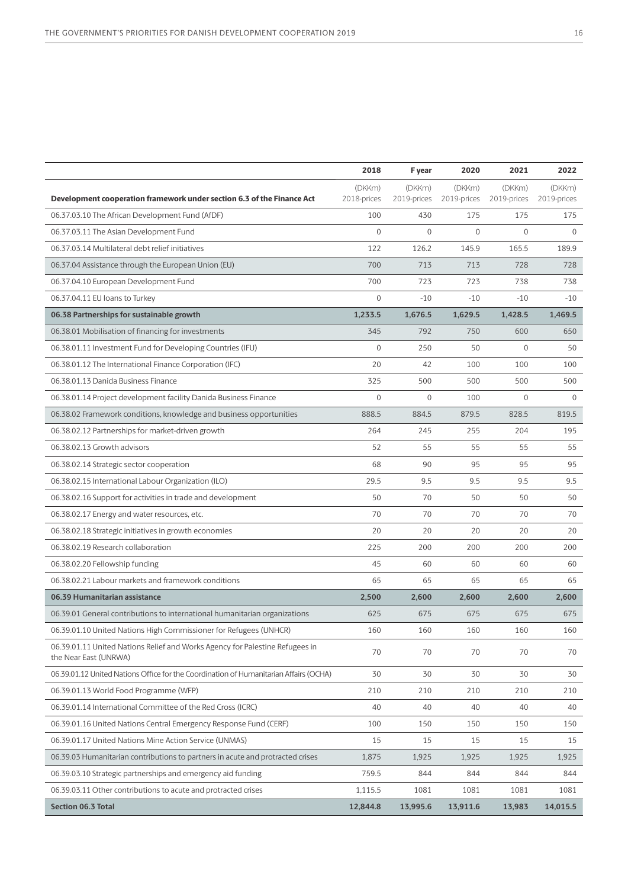| | 2018 | F year | 2020 | 2021 | 2022 |
|---|---|---|---|---|---|
| **Development cooperation framework under section 6.3 of the Finance Act** | (DKKm) 2018-prices | (DKKm) 2019-prices | (DKKm) 2019-prices | (DKKm) 2019-prices | (DKKm) 2019-prices |
| 06.37.03.10 The African Development Fund (AfDF) | 100 | 430 | 175 | 175 | 175 |
| 06.37.03.11 The Asian Development Fund | 0 | 0 | 0 | 0 | 0 |
| 06.37.03.14 Multilateral debt relief initiatives | 122 | 126.2 | 145.9 | 165.5 | 189.9 |
| 06.37.04 Assistance through the European Union (EU) | 700 | 713 | 713 | 728 | 728 |
| 06.37.04.10 European Development Fund | 700 | 723 | 723 | 738 | 738 |
| 06.37.04.11 EU loans to Turkey | 0 | -10 | -10 | -10 | -10 |
| **06.38 Partnerships for sustainable growth** | **1,233.5** | **1,676.5** | **1,629.5** | **1,428.5** | **1,469.5** |
| 06.38.01 Mobilisation of financing for investments | 345 | 792 | 750 | 600 | 650 |
| 06.38.01.11 Investment Fund for Developing Countries (IFU) | 0 | 250 | 50 | 0 | 50 |
| 06.38.01.12 The International Finance Corporation (IFC) | 20 | 42 | 100 | 100 | 100 |
| 06.38.01.13 Danida Business Finance | 325 | 500 | 500 | 500 | 500 |
| 06.38.01.14 Project development facility Danida Business Finance | 0 | 0 | 100 | 0 | 0 |
| 06.38.02 Framework conditions, knowledge and business opportunities | 888.5 | 884.5 | 879.5 | 828.5 | 819.5 |
| 06.38.02.12 Partnerships for market-driven growth | 264 | 245 | 255 | 204 | 195 |
| 06.38.02.13 Growth advisors | 52 | 55 | 55 | 55 | 55 |
| 06.38.02.14 Strategic sector cooperation | 68 | 90 | 95 | 95 | 95 |
| 06.38.02.15 International Labour Organization (ILO) | 29.5 | 9.5 | 9.5 | 9.5 | 9.5 |
| 06.38.02.16 Support for activities in trade and development | 50 | 70 | 50 | 50 | 50 |
| 06.38.02.17 Energy and water resources, etc. | 70 | 70 | 70 | 70 | 70 |
| 06.38.02.18 Strategic initiatives in growth economies | 20 | 20 | 20 | 20 | 20 |
| 06.38.02.19 Research collaboration | 225 | 200 | 200 | 200 | 200 |
| 06.38.02.20 Fellowship funding | 45 | 60 | 60 | 60 | 60 |
| 06.38.02.21 Labour markets and framework conditions | 65 | 65 | 65 | 65 | 65 |
| **06.39 Humanitarian assistance** | **2,500** | **2,600** | **2,600** | **2,600** | **2,600** |
| 06.39.01 General contributions to international humanitarian organizations | 625 | 675 | 675 | 675 | 675 |
| 06.39.01.10 United Nations High Commissioner for Refugees (UNHCR) | 160 | 160 | 160 | 160 | 160 |
| 06.39.01.11 United Nations Relief and Works Agency for Palestine Refugees in the Near East (UNRWA) | 70 | 70 | 70 | 70 | 70 |
| 06.39.01.12 United Nations Office for the Coordination of Humanitarian Affairs (OCHA) | 30 | 30 | 30 | 30 | 30 |
| 06.39.01.13 World Food Programme (WFP) | 210 | 210 | 210 | 210 | 210 |
| 06.39.01.14 International Committee of the Red Cross (ICRC) | 40 | 40 | 40 | 40 | 40 |
| 06.39.01.16 United Nations Central Emergency Response Fund (CERF) | 100 | 150 | 150 | 150 | 150 |
| 06.39.01.17 United Nations Mine Action Service (UNMAS) | 15 | 15 | 15 | 15 | 15 |
| 06.39.03 Humanitarian contributions to partners in acute and protracted crises | 1,875 | 1,925 | 1,925 | 1,925 | 1,925 |
| 06.39.03.10 Strategic partnerships and emergency aid funding | 759.5 | 844 | 844 | 844 | 844 |
| 06.39.03.11 Other contributions to acute and protracted crises | 1,115.5 | 1081 | 1081 | 1081 | 1081 |
| **Section 06.3 Total** | **12,844.8** | **13,995.6** | **13,911.6** | **13,983** | **14,015.5** |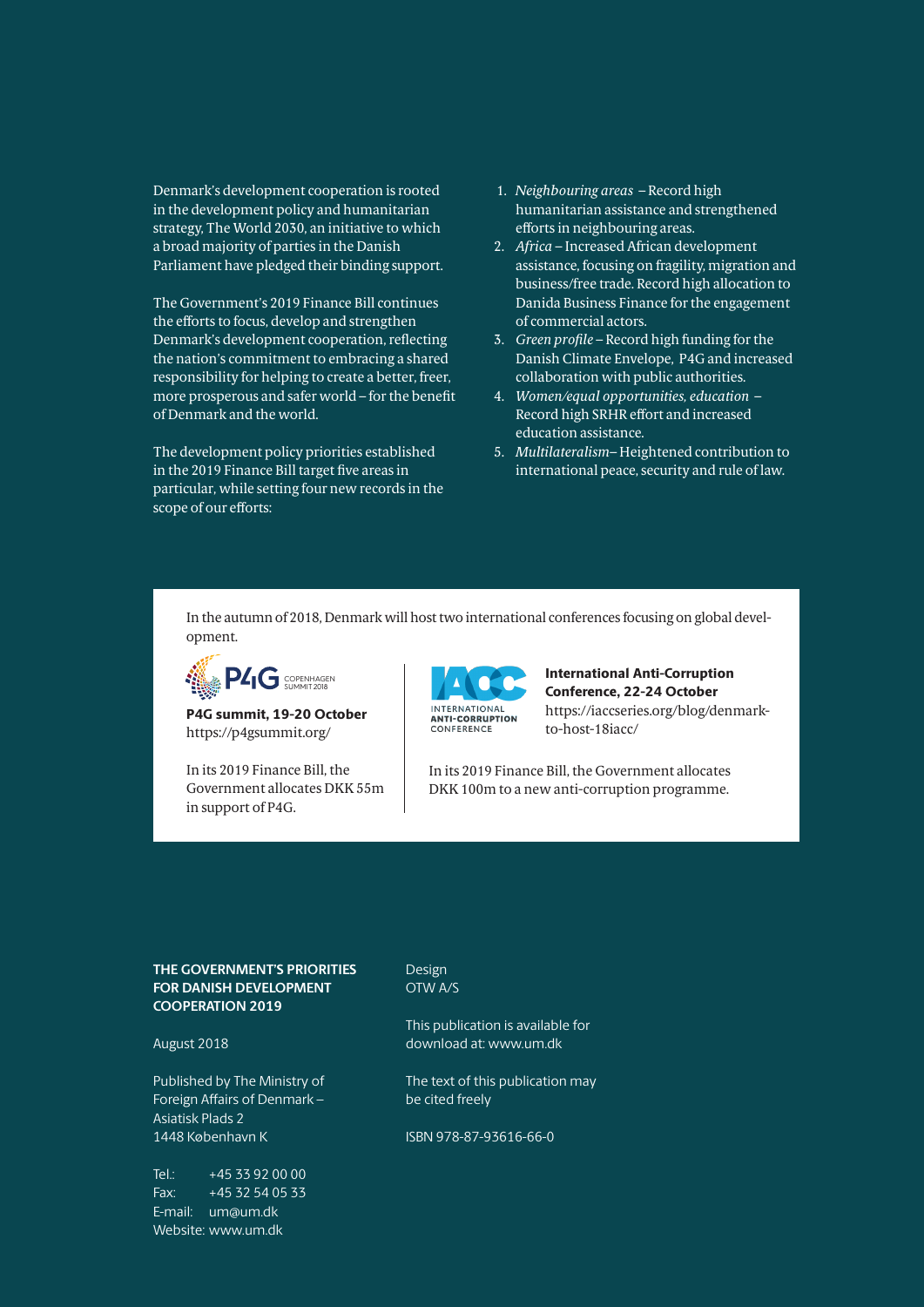Denmark's development cooperation is rooted in the development policy and humanitarian strategy, The World 2030, an initiative to which a broad majority of parties in the Danish Parliament have pledged their binding support.

The Government's 2019 Finance Bill continues the efforts to focus, develop and strengthen Denmark's development cooperation, reflecting the nation's commitment to embracing a shared responsibility for helping to create a better, freer, more prosperous and safer world – for the benefit of Denmark and the world.

The development policy priorities established in the 2019 Finance Bill target five areas in particular, while setting four new records in the scope of our efforts:

1. *Neighbouring areas* – Record high humanitarian assistance and strengthened efforts in neighbouring areas.
2. *Africa* – Increased African development assistance, focusing on fragility, migration and business/free trade. Record high allocation to Danida Business Finance for the engagement of commercial actors.
3. *Green profile* – Record high funding for the Danish Climate Envelope, P4G and increased collaboration with public authorities.
4. *Women/equal opportunities, education* – Record high SRHR effort and increased education assistance.
5. *Multilateralism*– Heightened contribution to international peace, security and rule of law.

In the autumn of 2018, Denmark will host two international conferences focusing on global development.

P4G COPENHAGEN SUMMIT 2018

**P4G summit, 19-20 October**
https://p4gsummit.org/

In its 2019 Finance Bill, the Government allocates DKK 55m in support of P4G.

IACC INTERNATIONAL ANTI-CORRUPTION CONFERENCE

**International Anti-Corruption Conference, 22-24 October**
https://iaccseries.org/blog/denmark-to-host-18iacc/

In its 2019 Finance Bill, the Government allocates DKK 100m to a new anti-corruption programme.

**THE GOVERNMENT'S PRIORITIES FOR DANISH DEVELOPMENT COOPERATION 2019**

August 2018

Published by The Ministry of Foreign Affairs of Denmark –
Asiatisk Plads 2
1448 København K

Tel.: +45 33 92 00 00
Fax: +45 32 54 05 33
E-mail: um@um.dk
Website: www.um.dk

Design
OTW A/S

This publication is available for download at: www.um.dk

The text of this publication may be cited freely

ISBN 978-87-93616-66-0